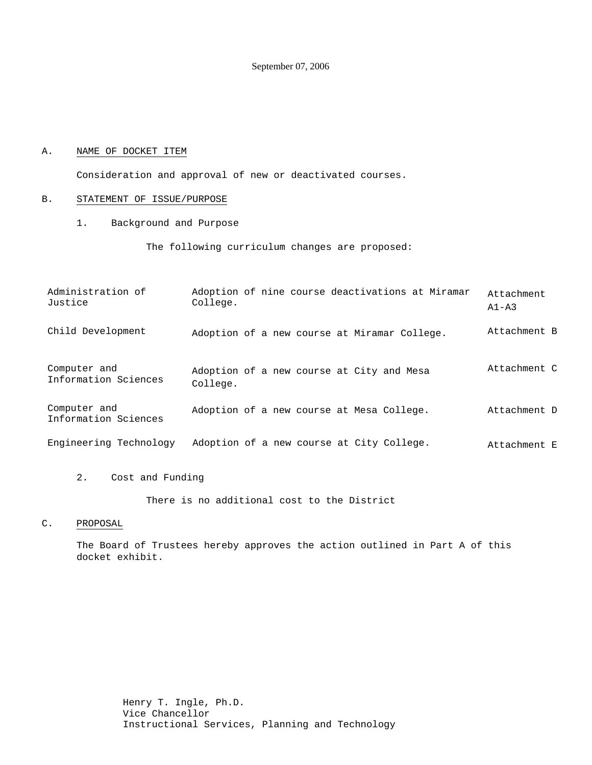September 07, 2006

A. NAME OF DOCKET ITEM

Consideration and approval of new or deactivated courses.

B. STATEMENT OF ISSUE/PURPOSE

1. Background and Purpose

The following curriculum changes are proposed:

| | | |
|---|---|---|
| Administration of Justice | Adoption of nine course deactivations at Miramar College. | Attachment A1-A3 |
| Child Development | Adoption of a new course at Miramar College. | Attachment B |
| Computer and Information Sciences | Adoption of a new course at City and Mesa College. | Attachment C |
| Computer and Information Sciences | Adoption of a new course at Mesa College. | Attachment D |
| Engineering Technology | Adoption of a new course at City College. | Attachment E |

2. Cost and Funding

There is no additional cost to the District

C. PROPOSAL

The Board of Trustees hereby approves the action outlined in Part A of this docket exhibit.

Henry T. Ingle, Ph.D.
Vice Chancellor
Instructional Services, Planning and Technology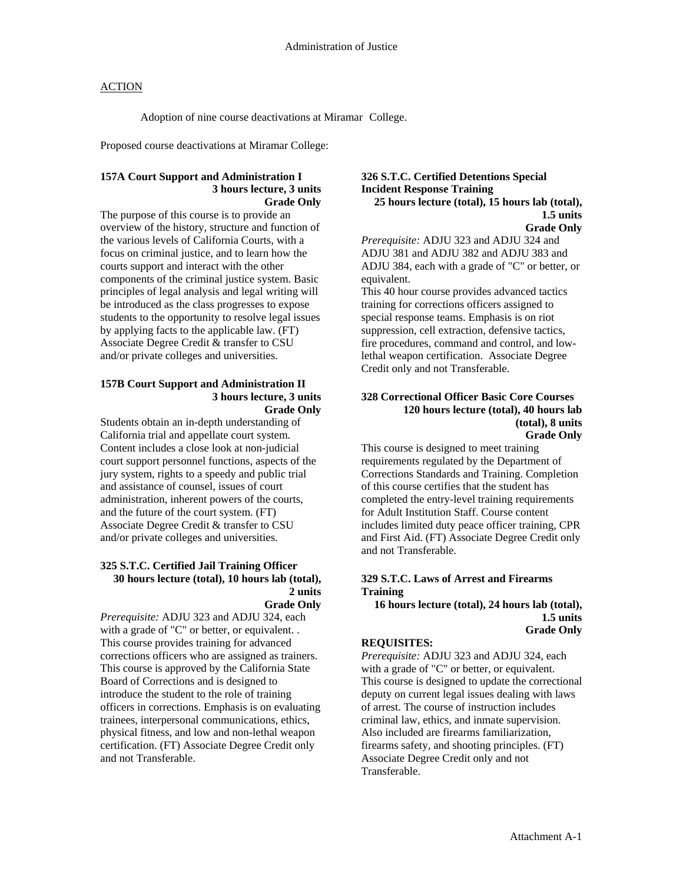Administration of Justice

ACTION

Adoption of nine course deactivations at Miramar College.

Proposed course deactivations at Miramar College:

**157A Court Support and Administration I**
**3 hours lecture, 3 units**
**Grade Only**

The purpose of this course is to provide an overview of the history, structure and function of the various levels of California Courts, with a focus on criminal justice, and to learn how the courts support and interact with the other components of the criminal justice system. Basic principles of legal analysis and legal writing will be introduced as the class progresses to expose students to the opportunity to resolve legal issues by applying facts to the applicable law. (FT) Associate Degree Credit & transfer to CSU and/or private colleges and universities.

**157B Court Support and Administration II**
**3 hours lecture, 3 units**
**Grade Only**

Students obtain an in-depth understanding of California trial and appellate court system. Content includes a close look at non-judicial court support personnel functions, aspects of the jury system, rights to a speedy and public trial and assistance of counsel, issues of court administration, inherent powers of the courts, and the future of the court system. (FT) Associate Degree Credit & transfer to CSU and/or private colleges and universities.

**325 S.T.C. Certified Jail Training Officer**
**30 hours lecture (total), 10 hours lab (total), 2 units**
**Grade Only**

*Prerequisite:* ADJU 323 and ADJU 324, each with a grade of "C" or better, or equivalent. . This course provides training for advanced corrections officers who are assigned as trainers. This course is approved by the California State Board of Corrections and is designed to introduce the student to the role of training officers in corrections. Emphasis is on evaluating trainees, interpersonal communications, ethics, physical fitness, and low and non-lethal weapon certification. (FT) Associate Degree Credit only and not Transferable.

**326 S.T.C. Certified Detentions Special Incident Response Training**
**25 hours lecture (total), 15 hours lab (total), 1.5 units**
**Grade Only**

*Prerequisite:* ADJU 323 and ADJU 324 and ADJU 381 and ADJU 382 and ADJU 383 and ADJU 384, each with a grade of "C" or better, or equivalent.
This 40 hour course provides advanced tactics training for corrections officers assigned to special response teams. Emphasis is on riot suppression, cell extraction, defensive tactics, fire procedures, command and control, and low-lethal weapon certification. Associate Degree Credit only and not Transferable.

**328 Correctional Officer Basic Core Courses**
**120 hours lecture (total), 40 hours lab (total), 8 units**
**Grade Only**

This course is designed to meet training requirements regulated by the Department of Corrections Standards and Training. Completion of this course certifies that the student has completed the entry-level training requirements for Adult Institution Staff. Course content includes limited duty peace officer training, CPR and First Aid. (FT) Associate Degree Credit only and not Transferable.

**329 S.T.C. Laws of Arrest and Firearms Training**
**16 hours lecture (total), 24 hours lab (total), 1.5 units**
**Grade Only**

**REQUISITES:**
*Prerequisite:* ADJU 323 and ADJU 324, each with a grade of "C" or better, or equivalent.
This course is designed to update the correctional deputy on current legal issues dealing with laws of arrest. The course of instruction includes criminal law, ethics, and inmate supervision. Also included are firearms familiarization, firearms safety, and shooting principles. (FT) Associate Degree Credit only and not Transferable.

Attachment A-1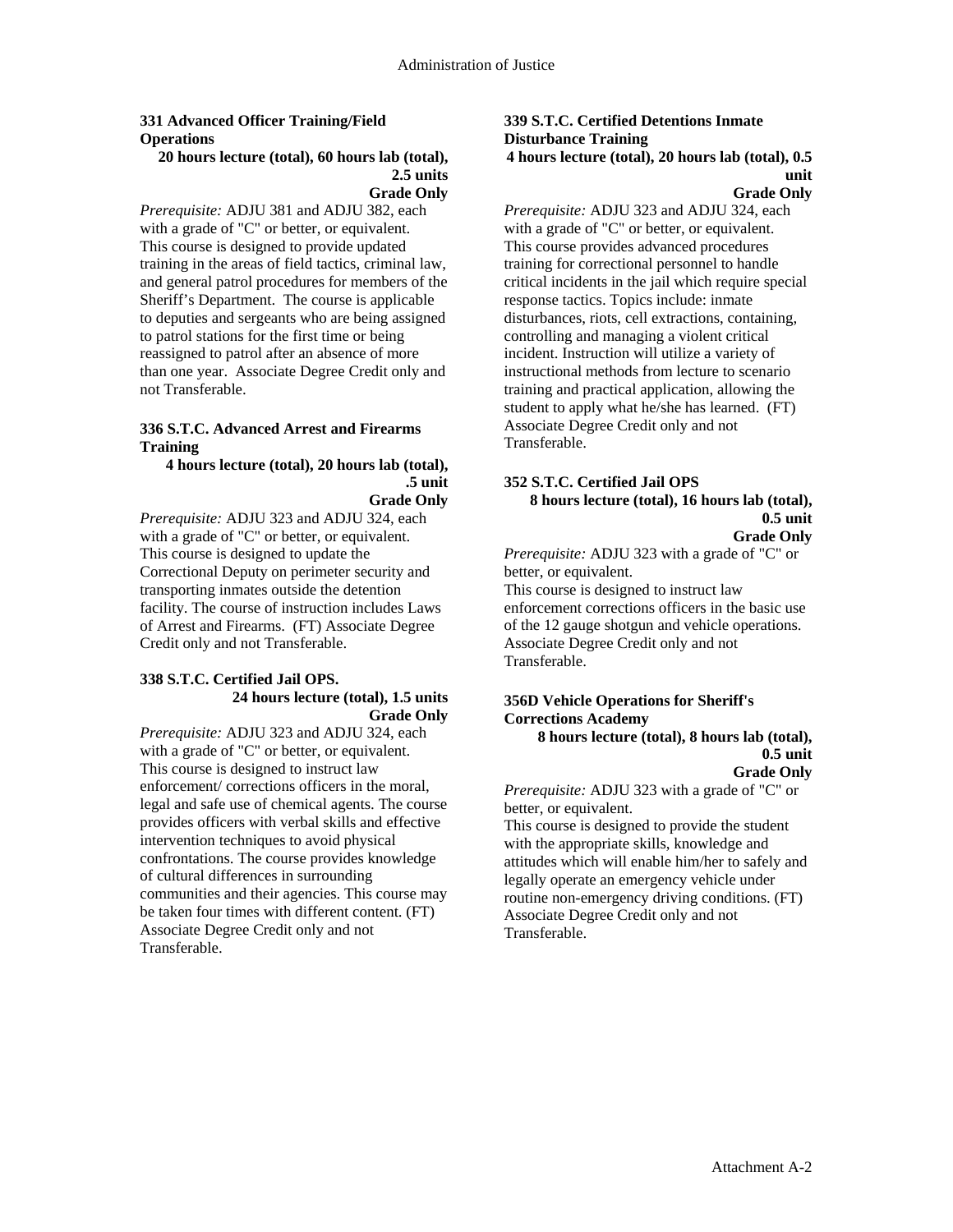**331 Advanced Officer Training/Field Operations**

**20 hours lecture (total), 60 hours lab (total), 2.5 units**

**Grade Only**

*Prerequisite:* ADJU 381 and ADJU 382, each with a grade of "C" or better, or equivalent.

This course is designed to provide updated training in the areas of field tactics, criminal law, and general patrol procedures for members of the Sheriff's Department. The course is applicable to deputies and sergeants who are being assigned to patrol stations for the first time or being reassigned to patrol after an absence of more than one year. Associate Degree Credit only and not Transferable.

**336 S.T.C. Advanced Arrest and Firearms Training**

**4 hours lecture (total), 20 hours lab (total), .5 unit**

**Grade Only**

*Prerequisite:* ADJU 323 and ADJU 324, each with a grade of "C" or better, or equivalent.

This course is designed to update the Correctional Deputy on perimeter security and transporting inmates outside the detention facility. The course of instruction includes Laws of Arrest and Firearms. (FT) Associate Degree Credit only and not Transferable.

**338 S.T.C. Certified Jail OPS.**

**24 hours lecture (total), 1.5 units**

**Grade Only**

*Prerequisite:* ADJU 323 and ADJU 324, each with a grade of "C" or better, or equivalent.

This course is designed to instruct law enforcement/ corrections officers in the moral, legal and safe use of chemical agents. The course provides officers with verbal skills and effective intervention techniques to avoid physical confrontations. The course provides knowledge of cultural differences in surrounding communities and their agencies. This course may be taken four times with different content. (FT) Associate Degree Credit only and not Transferable.

**339 S.T.C. Certified Detentions Inmate Disturbance Training**

**4 hours lecture (total), 20 hours lab (total), 0.5 unit**

**Grade Only**

*Prerequisite:* ADJU 323 and ADJU 324, each with a grade of "C" or better, or equivalent.

This course provides advanced procedures training for correctional personnel to handle critical incidents in the jail which require special response tactics. Topics include: inmate disturbances, riots, cell extractions, containing, controlling and managing a violent critical incident. Instruction will utilize a variety of instructional methods from lecture to scenario training and practical application, allowing the student to apply what he/she has learned. (FT) Associate Degree Credit only and not Transferable.

**352 S.T.C. Certified Jail OPS**

**8 hours lecture (total), 16 hours lab (total), 0.5 unit**

**Grade Only**

*Prerequisite:* ADJU 323 with a grade of "C" or better, or equivalent.

This course is designed to instruct law enforcement corrections officers in the basic use of the 12 gauge shotgun and vehicle operations. Associate Degree Credit only and not Transferable.

**356D Vehicle Operations for Sheriff's Corrections Academy**

**8 hours lecture (total), 8 hours lab (total), 0.5 unit**

**Grade Only**

*Prerequisite:* ADJU 323 with a grade of "C" or better, or equivalent.

This course is designed to provide the student with the appropriate skills, knowledge and attitudes which will enable him/her to safely and legally operate an emergency vehicle under routine non-emergency driving conditions. (FT) Associate Degree Credit only and not Transferable.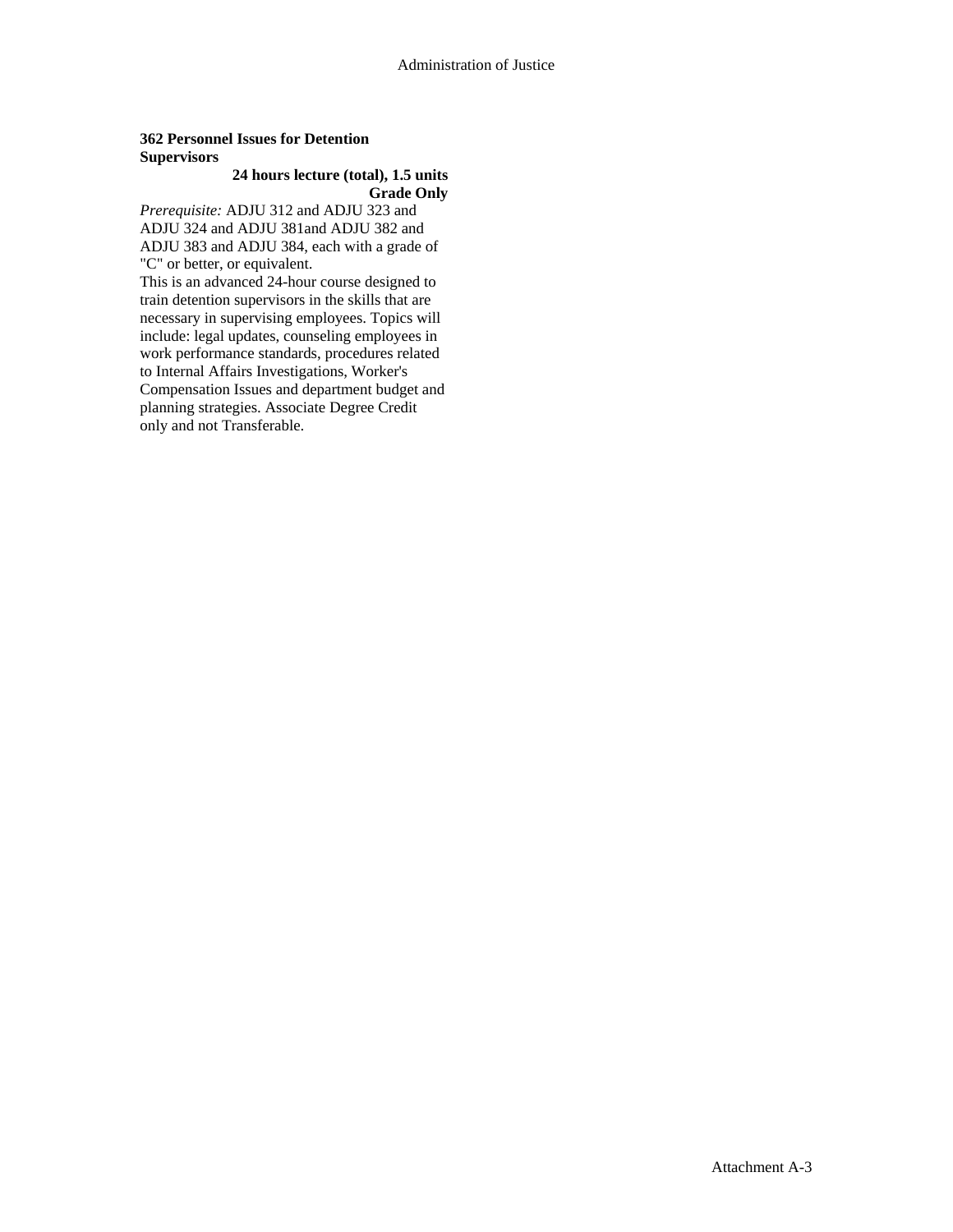**362 Personnel Issues for Detention Supervisors**

**24 hours lecture (total), 1.5 units**
**Grade Only**

*Prerequisite:* ADJU 312 and ADJU 323 and ADJU 324 and ADJU 381and ADJU 382 and ADJU 383 and ADJU 384, each with a grade of "C" or better, or equivalent.

This is an advanced 24-hour course designed to train detention supervisors in the skills that are necessary in supervising employees. Topics will include: legal updates, counseling employees in work performance standards, procedures related to Internal Affairs Investigations, Worker's Compensation Issues and department budget and planning strategies. Associate Degree Credit only and not Transferable.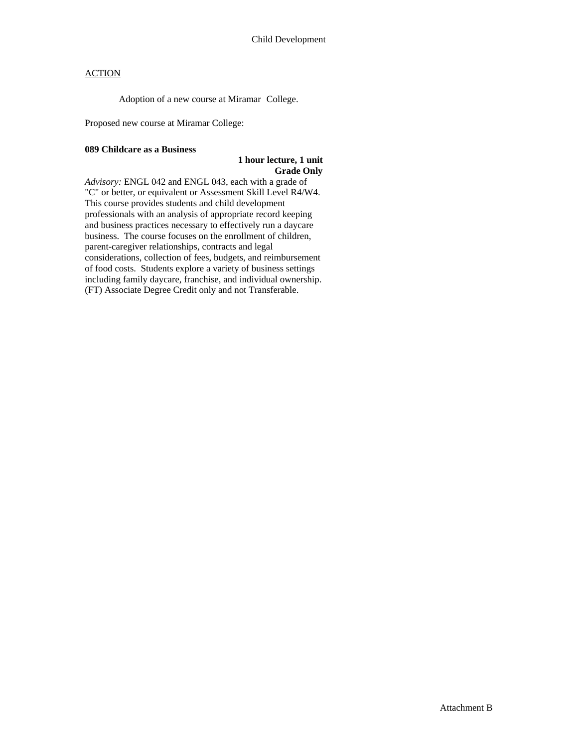Child Development

ACTION

Adoption of a new course at Miramar College.

Proposed new course at Miramar College:

**089 Childcare as a Business**

**1 hour lecture, 1 unit**
**Grade Only**

*Advisory:* ENGL 042 and ENGL 043, each with a grade of "C" or better, or equivalent or Assessment Skill Level R4/W4. This course provides students and child development professionals with an analysis of appropriate record keeping and business practices necessary to effectively run a daycare business. The course focuses on the enrollment of children, parent-caregiver relationships, contracts and legal considerations, collection of fees, budgets, and reimbursement of food costs. Students explore a variety of business settings including family daycare, franchise, and individual ownership. (FT) Associate Degree Credit only and not Transferable.

Attachment B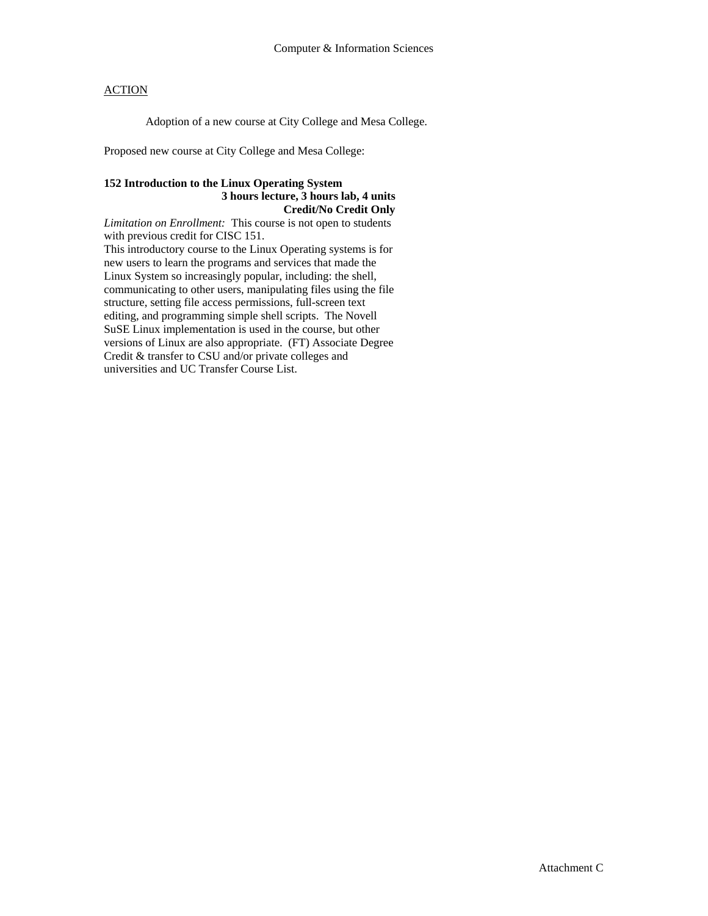Computer & Information Sciences

ACTION

Adoption of a new course at City College and Mesa College.

Proposed new course at City College and Mesa College:

**152 Introduction to the Linux Operating System**
**3 hours lecture, 3 hours lab, 4 units**
**Credit/No Credit Only**

*Limitation on Enrollment:* This course is not open to students with previous credit for CISC 151.

This introductory course to the Linux Operating systems is for new users to learn the programs and services that made the Linux System so increasingly popular, including: the shell, communicating to other users, manipulating files using the file structure, setting file access permissions, full-screen text editing, and programming simple shell scripts. The Novell SuSE Linux implementation is used in the course, but other versions of Linux are also appropriate. (FT) Associate Degree Credit & transfer to CSU and/or private colleges and universities and UC Transfer Course List.

Attachment C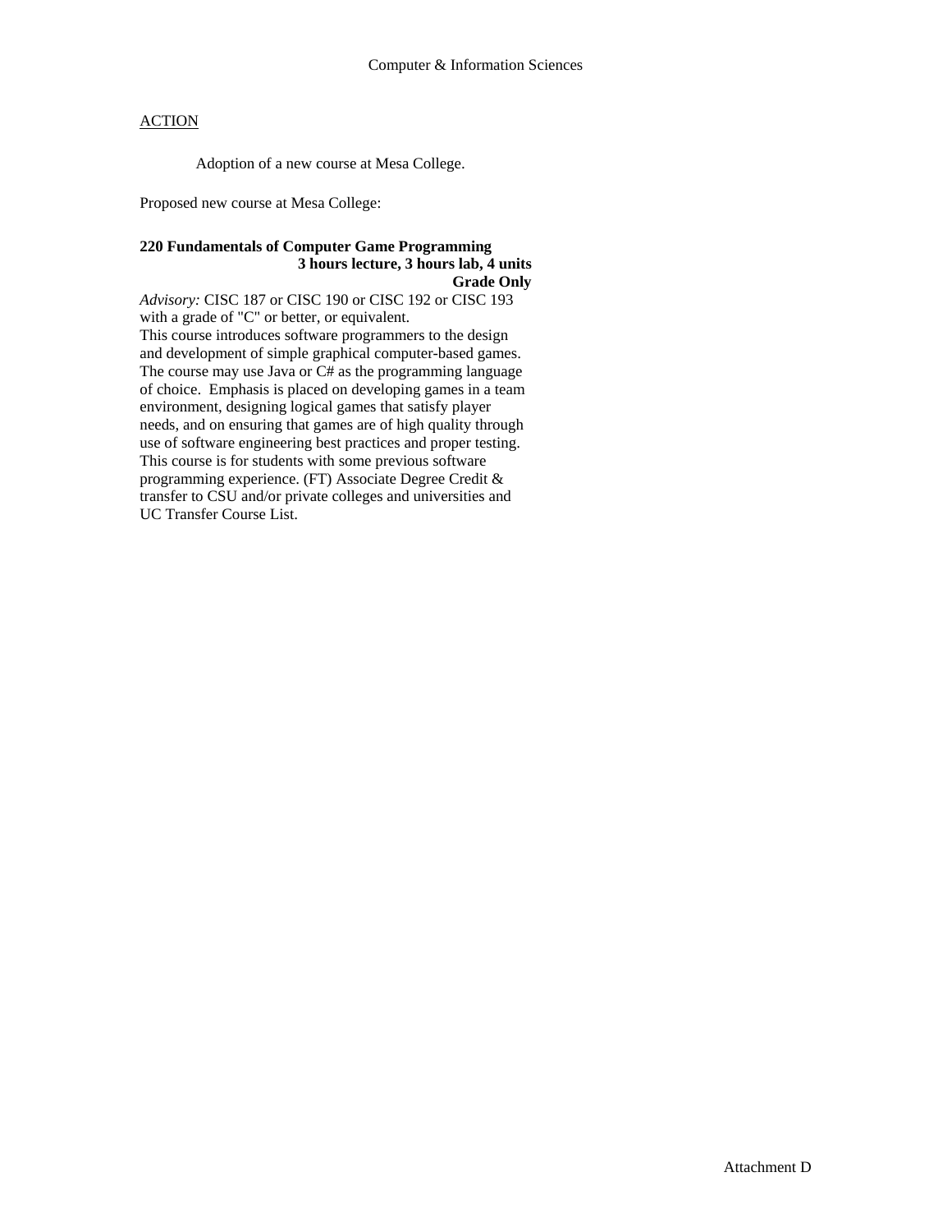Computer & Information Sciences

ACTION

Adoption of a new course at Mesa College.

Proposed new course at Mesa College:

**220 Fundamentals of Computer Game Programming**
**3 hours lecture, 3 hours lab, 4 units**
**Grade Only**

*Advisory:* CISC 187 or CISC 190 or CISC 192 or CISC 193 with a grade of "C" or better, or equivalent.
This course introduces software programmers to the design and development of simple graphical computer-based games. The course may use Java or C# as the programming language of choice. Emphasis is placed on developing games in a team environment, designing logical games that satisfy player needs, and on ensuring that games are of high quality through use of software engineering best practices and proper testing. This course is for students with some previous software programming experience. (FT) Associate Degree Credit & transfer to CSU and/or private colleges and universities and UC Transfer Course List.

Attachment D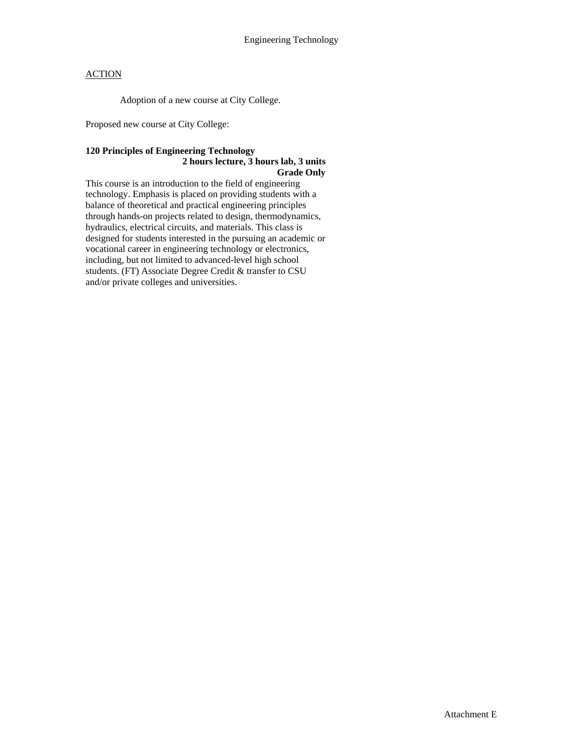Engineering Technology

ACTION

Adoption of a new course at City College.

Proposed new course at City College:

**120 Principles of Engineering Technology**
**2 hours lecture, 3 hours lab, 3 units**
**Grade Only**

This course is an introduction to the field of engineering technology. Emphasis is placed on providing students with a balance of theoretical and practical engineering principles through hands-on projects related to design, thermodynamics, hydraulics, electrical circuits, and materials. This class is designed for students interested in the pursuing an academic or vocational career in engineering technology or electronics, including, but not limited to advanced-level high school students. (FT) Associate Degree Credit & transfer to CSU and/or private colleges and universities.

Attachment E